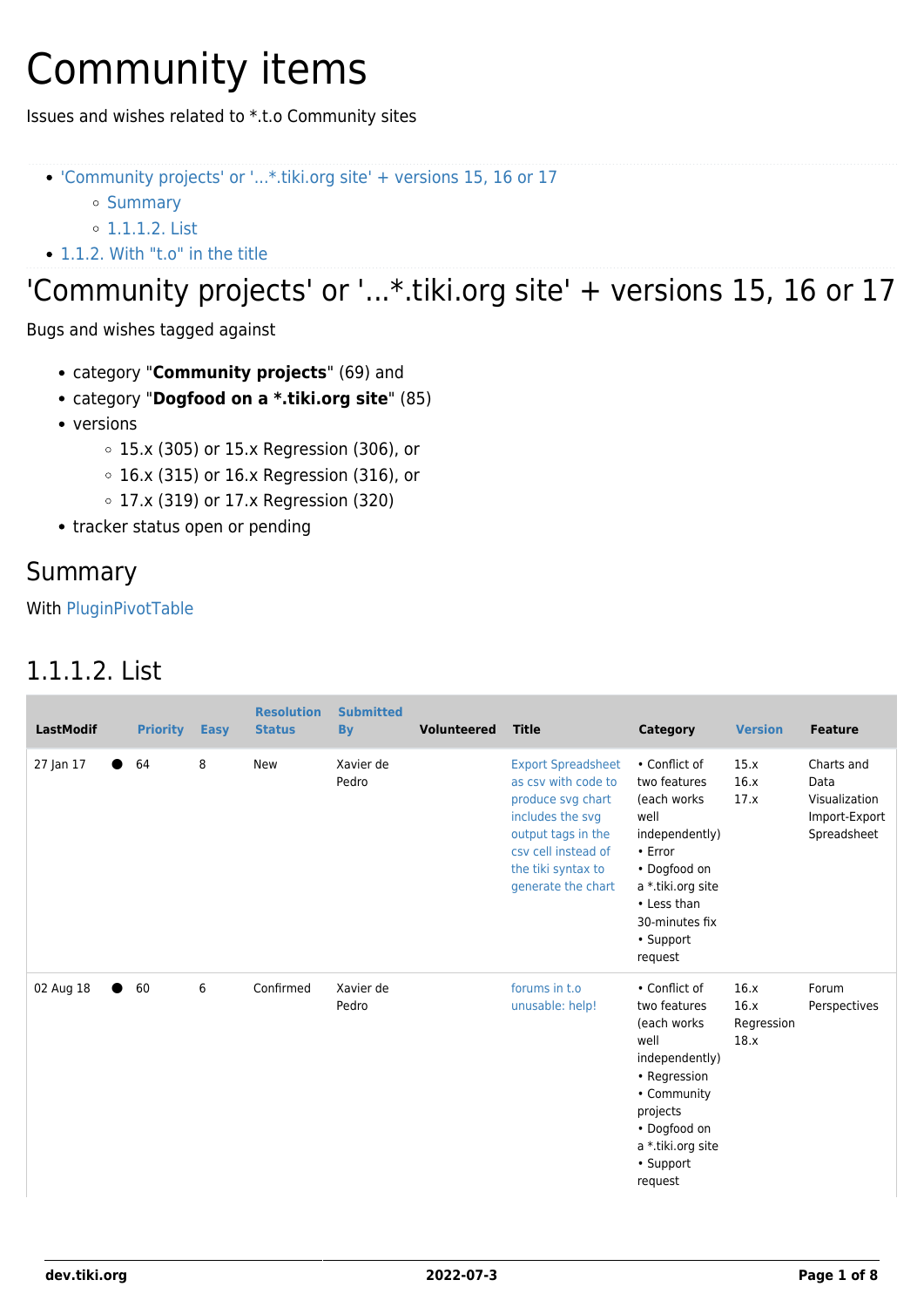# Community items

Issues and wishes related to *.t.o Community sites

- 'Community projects' or '...*.tiki.org site' + versions 15, 16 or 17
  - Summary
  - 1.1.1.2. List
- 1.1.2. With "t.o" in the title

# 'Community projects' or '...*.tiki.org site' + versions 15, 16 or 17

Bugs and wishes tagged against

- category "**Community projects**" (69) and
- category "**Dogfood on a *.tiki.org site**" (85)
- versions
  - 15.x (305) or 15.x Regression (306), or
  - 16.x (315) or 16.x Regression (316), or
  - 17.x (319) or 17.x Regression (320)
- tracker status open or pending

## Summary

With PluginPivotTable

## 1.1.1.2. List

| LastModif | | Priority | Easy | Resolution Status | Submitted By | Volunteered | Title | Category | Version | Feature |
|---|---|---|---|---|---|---|---|---|---|---|
| 27 Jan 17 | ● | 64 | 8 | New | Xavier de Pedro | | Export Spreadsheet as csv with code to produce svg chart includes the svg output tags in the csv cell instead of the tiki syntax to generate the chart | • Conflict of two features (each works well independently) • Error • Dogfood on a *.tiki.org site • Less than 30-minutes fix • Support request | 15.x 16.x 17.x | Charts and Data Visualization Import-Export Spreadsheet |
| 02 Aug 18 | ● | 60 | 6 | Confirmed | Xavier de Pedro | | forums in t.o unusable: help! | • Conflict of two features (each works well independently) • Regression • Community projects • Dogfood on a *.tiki.org site • Support request | 16.x 16.x Regression 18.x | Forum Perspectives |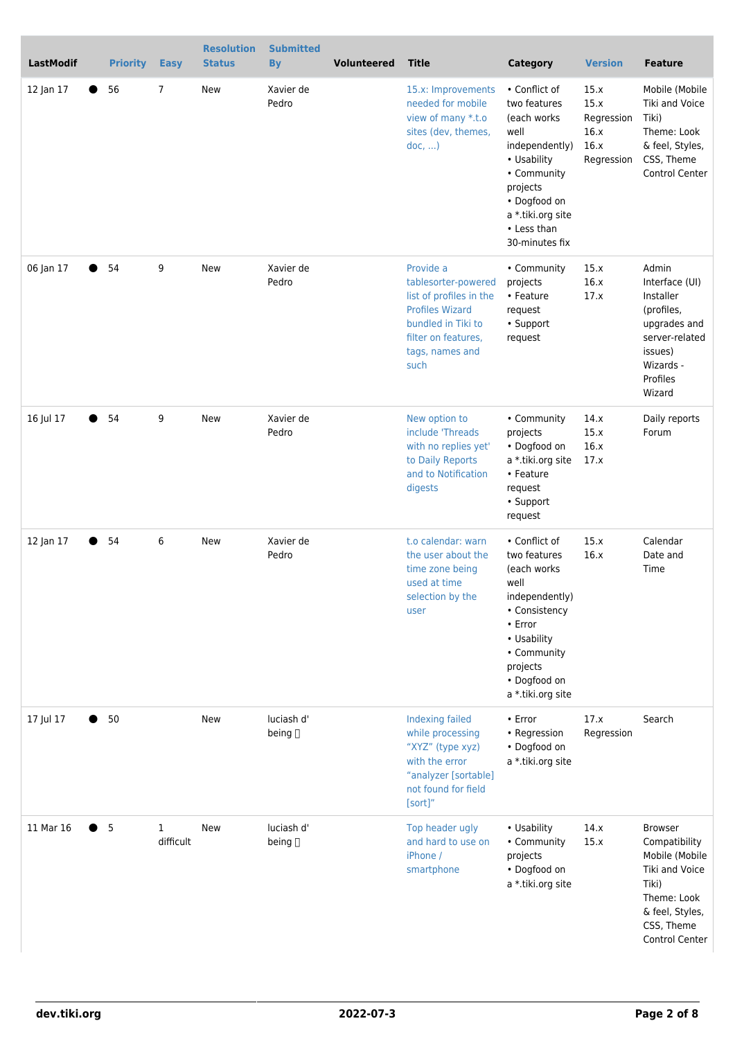| LastModif | | Priority | Easy | Resolution Status | Submitted By | Volunteered | Title | Category | Version | Feature |
|---|---|---|---|---|---|---|---|---|---|---|
| 12 Jan 17 | ● | 56 | 7 | New | Xavier de Pedro | | 15.x: Improvements needed for mobile view of many *.t.o sites (dev, themes, doc, ...) | • Conflict of two features (each works well independently)<br>• Usability<br>• Community projects<br>• Dogfood on a *.tiki.org site<br>• Less than 30-minutes fix | 15.x<br>15.x Regression<br>16.x<br>16.x Regression | Mobile (Mobile Tiki and Voice Tiki)<br>Theme: Look & feel, Styles, CSS, Theme Control Center |
| 06 Jan 17 | ● | 54 | 9 | New | Xavier de Pedro | | Provide a tablesorter-powered list of profiles in the Profiles Wizard bundled in Tiki to filter on features, tags, names and such | • Community projects<br>• Feature request<br>• Support request | 15.x<br>16.x<br>17.x | Admin Interface (UI)<br>Installer (profiles, upgrades and server-related issues)<br>Wizards - Profiles Wizard |
| 16 Jul 17 | ● | 54 | 9 | New | Xavier de Pedro | | New option to include 'Threads with no replies yet' to Daily Reports and to Notification digests | • Community projects<br>• Dogfood on a *.tiki.org site<br>• Feature request<br>• Support request | 14.x<br>15.x<br>16.x<br>17.x | Daily reports<br>Forum |
| 12 Jan 17 | ● | 54 | 6 | New | Xavier de Pedro | | t.o calendar: warn the user about the time zone being used at time selection by the user | • Conflict of two features (each works well independently)<br>• Consistency<br>• Error<br>• Usability<br>• Community projects<br>• Dogfood on a *.tiki.org site | 15.x<br>16.x | Calendar<br>Date and Time |
| 17 Jul 17 | ● | 50 | | New | luciash d' being  | | Indexing failed while processing “XYZ” (type xyz) with the error “analyzer [sortable] not found for field [sort]” | • Error<br>• Regression<br>• Dogfood on a *.tiki.org site | 17.x Regression | Search |
| 11 Mar 16 | ● | 5 | 1 difficult | New | luciash d' being  | | Top header ugly and hard to use on iPhone / smartphone | • Usability<br>• Community projects<br>• Dogfood on a *.tiki.org site | 14.x<br>15.x | Browser Compatibility<br>Mobile (Mobile Tiki and Voice Tiki)<br>Theme: Look & feel, Styles, CSS, Theme Control Center |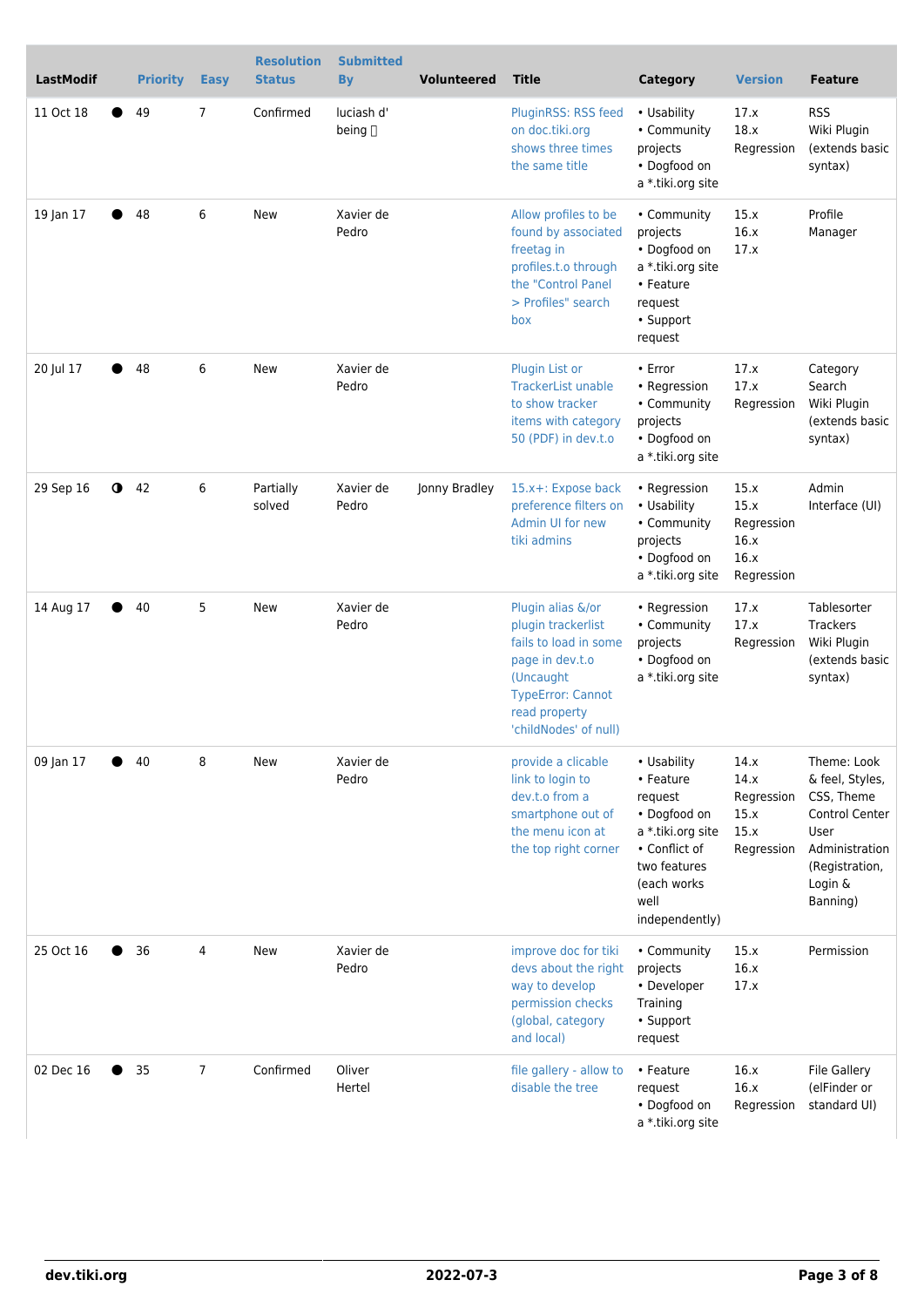| LastModif | | Priority | Easy | Resolution Status | Submitted By | Volunteered | Title | Category | Version | Feature |
|---|---|---|---|---|---|---|---|---|---|---|
| 11 Oct 18 | ● | 49 | 7 | Confirmed | luciash d' being | | PluginRSS: RSS feed on doc.tiki.org shows three times the same title | • Usability • Community projects • Dogfood on a *.tiki.org site | 17.x 18.x Regression | RSS Wiki Plugin (extends basic syntax) |
| 19 Jan 17 | ● | 48 | 6 | New | Xavier de Pedro | | Allow profiles to be found by associated freetag in profiles.t.o through the "Control Panel > Profiles" search box | • Community projects • Dogfood on a *.tiki.org site • Feature request • Support request | 15.x 16.x 17.x | Profile Manager |
| 20 Jul 17 | ● | 48 | 6 | New | Xavier de Pedro | | Plugin List or TrackerList unable to show tracker items with category 50 (PDF) in dev.t.o | • Error • Regression • Community projects • Dogfood on a *.tiki.org site | 17.x 17.x Regression | Category Search Wiki Plugin (extends basic syntax) |
| 29 Sep 16 | ◑ | 42 | 6 | Partially solved | Xavier de Pedro | Jonny Bradley | 15.x+: Expose back preference filters on Admin UI for new tiki admins | • Regression • Usability • Community projects • Dogfood on a *.tiki.org site | 15.x 15.x Regression 16.x 16.x Regression | Admin Interface (UI) |
| 14 Aug 17 | ● | 40 | 5 | New | Xavier de Pedro | | Plugin alias &/or plugin trackerlist fails to load in some page in dev.t.o (Uncaught TypeError: Cannot read property 'childNodes' of null) | • Regression • Community projects • Dogfood on a *.tiki.org site | 17.x 17.x Regression | Tablesorter Trackers Wiki Plugin (extends basic syntax) |
| 09 Jan 17 | ● | 40 | 8 | New | Xavier de Pedro | | provide a clicable link to login to dev.t.o from a smartphone out of the menu icon at the top right corner | • Usability • Feature request • Dogfood on a *.tiki.org site • Conflict of two features (each works well independently) | 14.x 14.x Regression 15.x 15.x Regression | Theme: Look & feel, Styles, CSS, Theme Control Center User Administration (Registration, Login & Banning) |
| 25 Oct 16 | ● | 36 | 4 | New | Xavier de Pedro | | improve doc for tiki devs about the right way to develop permission checks (global, category and local) | • Community projects • Developer Training • Support request | 15.x 16.x 17.x | Permission |
| 02 Dec 16 | ● | 35 | 7 | Confirmed | Oliver Hertel | | file gallery - allow to disable the tree | • Feature request • Dogfood on a *.tiki.org site | 16.x 16.x Regression | File Gallery (elFinder or standard UI) |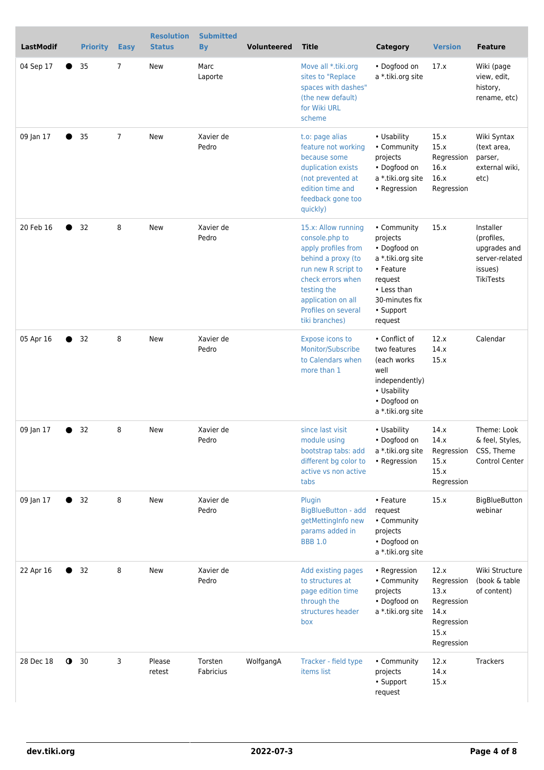| LastModif | | Priority | Easy | Resolution Status | Submitted By | Volunteered | Title | Category | Version | Feature |
|---|---|---|---|---|---|---|---|---|---|---|
| 04 Sep 17 | ● | 35 | 7 | New | Marc Laporte | | Move all *.tiki.org sites to "Replace spaces with dashes" (the new default) for Wiki URL scheme | • Dogfood on a *.tiki.org site | 17.x | Wiki (page view, edit, history, rename, etc) |
| 09 Jan 17 | ● | 35 | 7 | New | Xavier de Pedro | | t.o: page alias feature not working because some duplication exists (not prevented at edition time and feedback gone too quickly) | • Usability • Community projects • Dogfood on a *.tiki.org site • Regression | 15.x 15.x Regression 16.x 16.x Regression | Wiki Syntax (text area, parser, external wiki, etc) |
| 20 Feb 16 | ● | 32 | 8 | New | Xavier de Pedro | | 15.x: Allow running console.php to apply profiles from behind a proxy (to run new R script to check errors when testing the application on all Profiles on several tiki branches) | • Community projects • Dogfood on a *.tiki.org site • Feature request • Less than 30-minutes fix • Support request | 15.x | Installer (profiles, upgrades and server-related issues) TikiTests |
| 05 Apr 16 | ● | 32 | 8 | New | Xavier de Pedro | | Expose icons to Monitor/Subscribe to Calendars when more than 1 | • Conflict of two features (each works well independently) • Usability • Dogfood on a *.tiki.org site | 12.x 14.x 15.x | Calendar |
| 09 Jan 17 | ● | 32 | 8 | New | Xavier de Pedro | | since last visit module using bootstrap tabs: add different bg color to active vs non active tabs | • Usability • Dogfood on a *.tiki.org site • Regression | 14.x 14.x Regression 15.x 15.x Regression | Theme: Look & feel, Styles, CSS, Theme Control Center |
| 09 Jan 17 | ● | 32 | 8 | New | Xavier de Pedro | | Plugin BigBlueButton - add getMettingInfo new params added in BBB 1.0 | • Feature request • Community projects • Dogfood on a *.tiki.org site | 15.x | BigBlueButton webinar |
| 22 Apr 16 | ● | 32 | 8 | New | Xavier de Pedro | | Add existing pages to structures at page edition time through the structures header box | • Regression • Community projects • Dogfood on a *.tiki.org site | 12.x Regression 13.x Regression 14.x Regression 15.x Regression | Wiki Structure (book & table of content) |
| 28 Dec 18 | ◑ | 30 | 3 | Please retest | Torsten Fabricius | WolfgangA | Tracker - field type items list | • Community projects • Support request | 12.x 14.x 15.x | Trackers |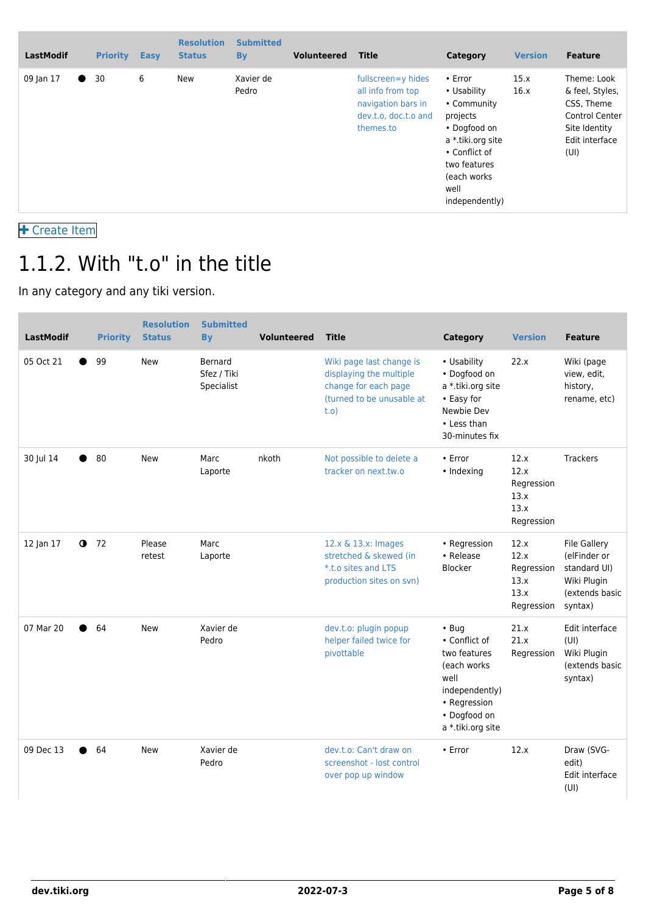| LastModif | | Priority | Easy | Resolution Status | Submitted By | Volunteered | Title | Category | Version | Feature |
|---|---|---|---|---|---|---|---|---|---|---|
| 09 Jan 17 | ● | 30 | 6 | New | Xavier de Pedro | | fullscreen=y hides all info from top navigation bars in dev.t.o, doc.t.o and themes.to | • Error • Usability • Community projects • Dogfood on a *.tiki.org site • Conflict of two features (each works well independently) | 15.x 16.x | Theme: Look & feel, Styles, CSS, Theme Control Center Site Identity Edit interface (UI) |

Create Item

# 1.1.2. With "t.o" in the title

In any category and any tiki version.

| LastModif | | Priority | Resolution Status | Submitted By | Volunteered | Title | Category | Version | Feature |
|---|---|---|---|---|---|---|---|---|---|
| 05 Oct 21 | ● | 99 | New | Bernard Sfez / Tiki Specialist | | Wiki page last change is displaying the multiple change for each page (turned to be unusable at t.o) | • Usability • Dogfood on a *.tiki.org site • Easy for Newbie Dev • Less than 30-minutes fix | 22.x | Wiki (page view, edit, history, rename, etc) |
| 30 Jul 14 | ● | 80 | New | Marc Laporte | nkoth | Not possible to delete a tracker on next.tw.o | • Error • Indexing | 12.x 12.x Regression 13.x 13.x Regression | Trackers |
| 12 Jan 17 | ◑ | 72 | Please retest | Marc Laporte | | 12.x & 13.x: Images stretched & skewed (in *.t.o sites and LTS production sites on svn) | • Regression • Release Blocker | 12.x 12.x Regression 13.x 13.x Regression | File Gallery (elFinder or standard UI) Wiki Plugin (extends basic syntax) |
| 07 Mar 20 | ● | 64 | New | Xavier de Pedro | | dev.t.o: plugin popup helper failed twice for pivottable | • Bug • Conflict of two features (each works well independently) • Regression • Dogfood on a *.tiki.org site | 21.x 21.x Regression | Edit interface (UI) Wiki Plugin (extends basic syntax) |
| 09 Dec 13 | ● | 64 | New | Xavier de Pedro | | dev.t.o: Can't draw on screenshot - lost control over pop up window | • Error | 12.x | Draw (SVG-edit) Edit interface (UI) |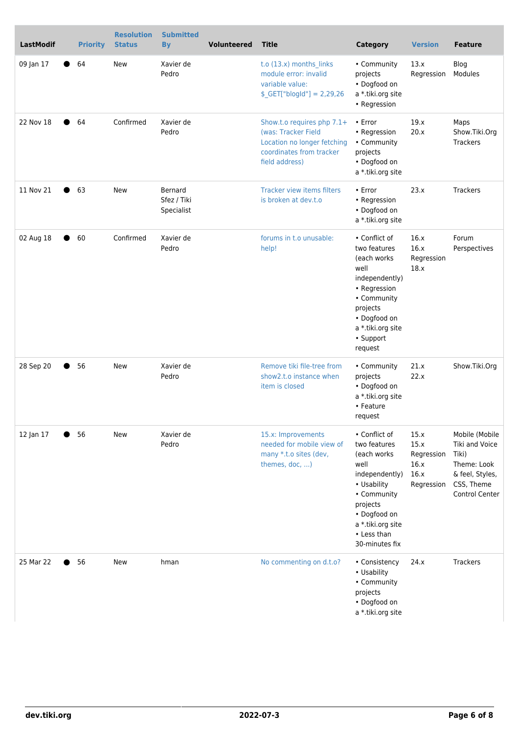| LastModif | | Priority | Resolution Status | Submitted By | Volunteered | Title | Category | Version | Feature |
|---|---|---|---|---|---|---|---|---|---|
| 09 Jan 17 | ● | 64 | New | Xavier de Pedro | | t.o (13.x) months_links module error: invalid variable value: $_GET["blogId"] = 2,29,26 | • Community projects<br>• Dogfood on a *.tiki.org site<br>• Regression | 13.x Regression | Blog<br>Modules |
| 22 Nov 18 | ● | 64 | Confirmed | Xavier de Pedro | | Show.t.o requires php 7.1+ (was: Tracker Field Location no longer fetching coordinates from tracker field address) | • Error<br>• Regression<br>• Community projects<br>• Dogfood on a *.tiki.org site | 19.x<br>20.x | Maps<br>Show.Tiki.Org<br>Trackers |
| 11 Nov 21 | ● | 63 | New | Bernard Sfez / Tiki Specialist | | Tracker view items filters is broken at dev.t.o | • Error<br>• Regression<br>• Dogfood on a *.tiki.org site | 23.x | Trackers |
| 02 Aug 18 | ● | 60 | Confirmed | Xavier de Pedro | | forums in t.o unusable: help! | • Conflict of two features (each works well independently)<br>• Regression<br>• Community projects<br>• Dogfood on a *.tiki.org site<br>• Support request | 16.x<br>16.x Regression<br>18.x | Forum<br>Perspectives |
| 28 Sep 20 | ● | 56 | New | Xavier de Pedro | | Remove tiki file-tree from show2.t.o instance when item is closed | • Community projects<br>• Dogfood on a *.tiki.org site<br>• Feature request | 21.x<br>22.x | Show.Tiki.Org |
| 12 Jan 17 | ● | 56 | New | Xavier de Pedro | | 15.x: Improvements needed for mobile view of many *.t.o sites (dev, themes, doc, ...) | • Conflict of two features (each works well independently)<br>• Usability<br>• Community projects<br>• Dogfood on a *.tiki.org site<br>• Less than 30-minutes fix | 15.x<br>15.x Regression<br>16.x<br>16.x Regression | Mobile (Mobile Tiki and Voice Tiki)<br>Theme: Look & feel, Styles, CSS, Theme Control Center |
| 25 Mar 22 | ● | 56 | New | hman | | No commenting on d.t.o? | • Consistency<br>• Usability<br>• Community projects<br>• Dogfood on a *.tiki.org site | 24.x | Trackers |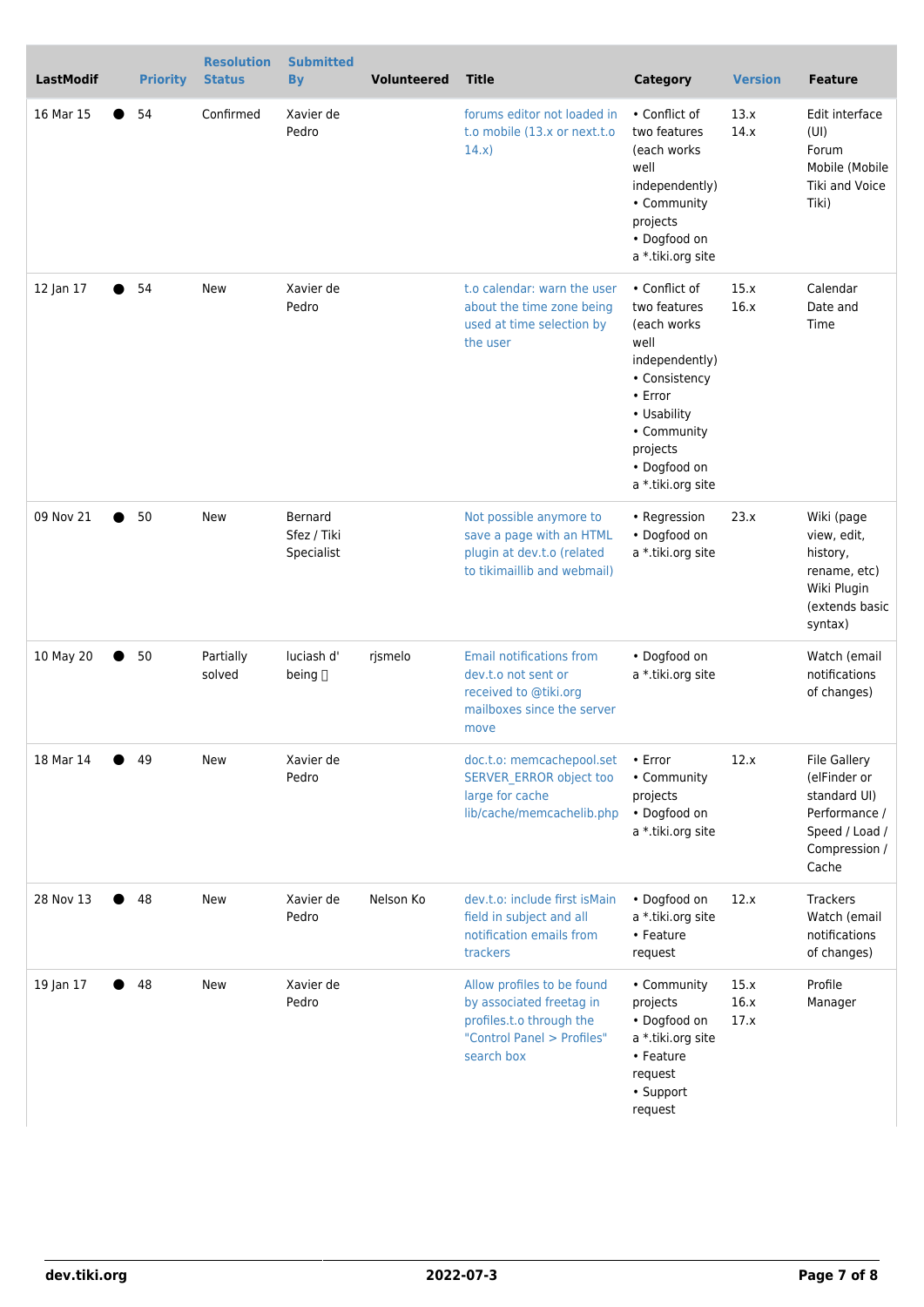| LastModif | Priority | Resolution Status | Submitted By | Volunteered | Title | Category | Version | Feature |
|---|---|---|---|---|---|---|---|---|
| 16 Mar 15 | ● 54 | Confirmed | Xavier de Pedro | | forums editor not loaded in t.o mobile (13.x or next.t.o 14.x) | • Conflict of two features (each works well independently) • Community projects • Dogfood on a *.tiki.org site | 13.x 14.x | Edit interface (UI) Forum Mobile (Mobile Tiki and Voice Tiki) |
| 12 Jan 17 | ● 54 | New | Xavier de Pedro | | t.o calendar: warn the user about the time zone being used at time selection by the user | • Conflict of two features (each works well independently) • Consistency • Error • Usability • Community projects • Dogfood on a *.tiki.org site | 15.x 16.x | Calendar Date and Time |
| 09 Nov 21 | ● 50 | New | Bernard Sfez / Tiki Specialist | | Not possible anymore to save a page with an HTML plugin at dev.t.o (related to tikimaillib and webmail) | • Regression • Dogfood on a *.tiki.org site | 23.x | Wiki (page view, edit, history, rename, etc) Wiki Plugin (extends basic syntax) |
| 10 May 20 | ● 50 | Partially solved | luciash d' being 🏳 | rjsmelo | Email notifications from dev.t.o not sent or received to @tiki.org mailboxes since the server move | • Dogfood on a *.tiki.org site | | Watch (email notifications of changes) |
| 18 Mar 14 | ● 49 | New | Xavier de Pedro | | doc.t.o: memcachepool.set SERVER_ERROR object too large for cache lib/cache/memcachelib.php | • Error • Community projects • Dogfood on a *.tiki.org site | 12.x | File Gallery (elFinder or standard UI) Performance / Speed / Load / Compression / Cache |
| 28 Nov 13 | ● 48 | New | Xavier de Pedro | Nelson Ko | dev.t.o: include first isMain field in subject and all notification emails from trackers | • Dogfood on a *.tiki.org site • Feature request | 12.x | Trackers Watch (email notifications of changes) |
| 19 Jan 17 | ● 48 | New | Xavier de Pedro | | Allow profiles to be found by associated freetag in profiles.t.o through the "Control Panel > Profiles" search box | • Community projects • Dogfood on a *.tiki.org site • Feature request • Support request | 15.x 16.x 17.x | Profile Manager |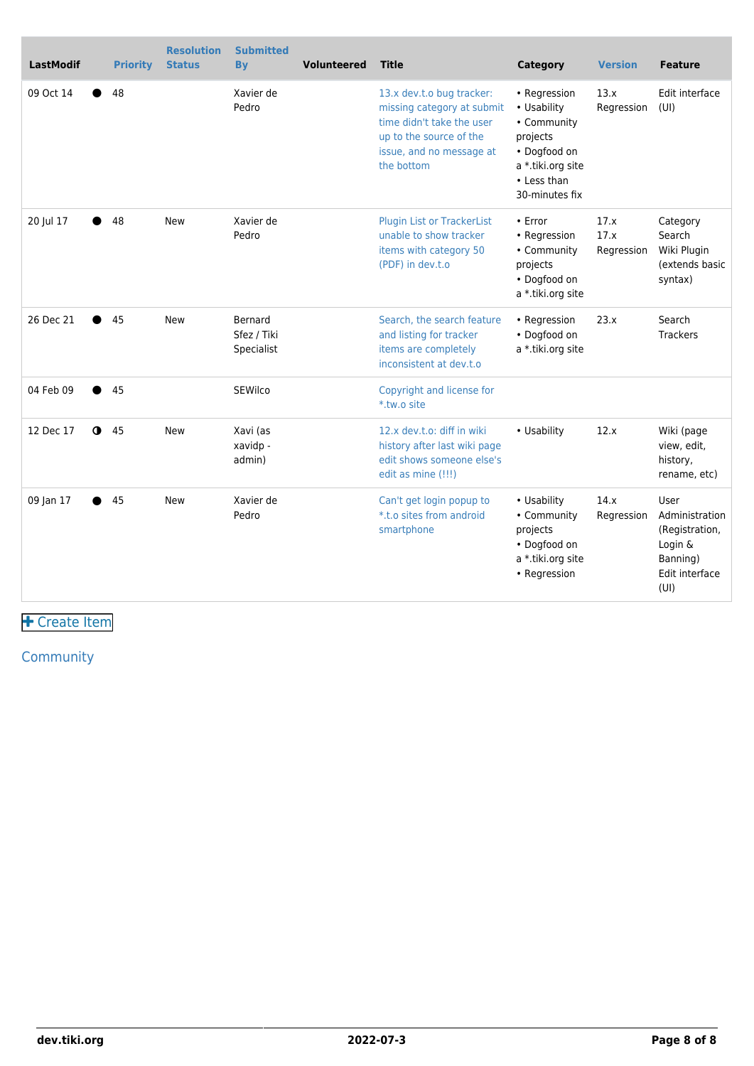| LastModif | | Priority | Resolution Status | Submitted By | Volunteered | Title | Category | Version | Feature |
|---|---|---|---|---|---|---|---|---|---|
| 09 Oct 14 | ● | 48 | | Xavier de Pedro | | 13.x dev.t.o bug tracker: missing category at submit time didn't take the user up to the source of the issue, and no message at the bottom | • Regression • Usability • Community projects • Dogfood on a *.tiki.org site • Less than 30-minutes fix | 13.x Regression | Edit interface (UI) |
| 20 Jul 17 | ● | 48 | New | Xavier de Pedro | | Plugin List or TrackerList unable to show tracker items with category 50 (PDF) in dev.t.o | • Error • Regression • Community projects • Dogfood on a *.tiki.org site | 17.x 17.x Regression | Category Search Wiki Plugin (extends basic syntax) |
| 26 Dec 21 | ● | 45 | New | Bernard Sfez / Tiki Specialist | | Search, the search feature and listing for tracker items are completely inconsistent at dev.t.o | • Regression • Dogfood on a *.tiki.org site | 23.x | Search Trackers |
| 04 Feb 09 | ● | 45 | | SEWilco | | Copyright and license for *.tw.o site | | | |
| 12 Dec 17 | ◑ | 45 | New | Xavi (as xavidp - admin) | | 12.x dev.t.o: diff in wiki history after last wiki page edit shows someone else's edit as mine (!!!) | • Usability | 12.x | Wiki (page view, edit, history, rename, etc) |
| 09 Jan 17 | ● | 45 | New | Xavier de Pedro | | Can't get login popup to *.t.o sites from android smartphone | • Usability • Community projects • Dogfood on a *.tiki.org site • Regression | 14.x Regression | User Administration (Registration, Login & Banning) Edit interface (UI) |

+ Create Item

Community